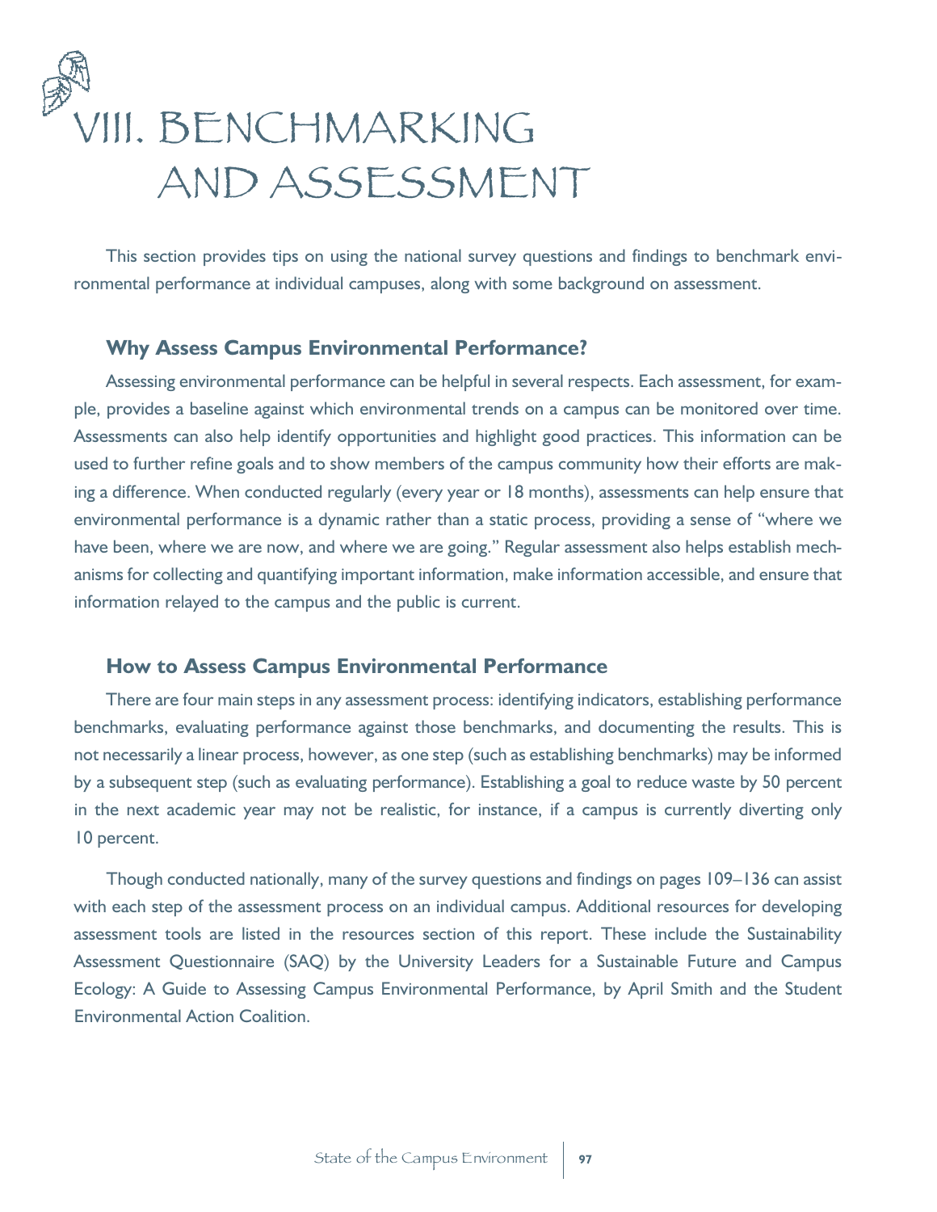# VIII. BENCHMARKING AND ASSESSMENT

This section provides tips on using the national survey questions and findings to benchmark environmental performance at individual campuses, along with some background on assessment.

## Why Assess Campus Environmental Performance?

Assessing environmental performance can be helpful in several respects. Each assessment, for example, provides a baseline against which environmental trends on a campus can be monitored over time. Assessments can also help identify opportunities and highlight good practices. This information can be used to further refine goals and to show members of the campus community how their efforts are making a difference. When conducted regularly (every year or 18 months), assessments can help ensure that environmental performance is a dynamic rather than a static process, providing a sense of "where we have been, where we are now, and where we are going." Regular assessment also helps establish mechanisms for collecting and quantifying important information, make information accessible, and ensure that information relayed to the campus and the public is current.

## How to Assess Campus Environmental Performance

There are four main steps in any assessment process: identifying indicators, establishing performance benchmarks, evaluating performance against those benchmarks, and documenting the results. This is not necessarily a linear process, however, as one step (such as establishing benchmarks) may be informed by a subsequent step (such as evaluating performance). Establishing a goal to reduce waste by 50 percent in the next academic year may not be realistic, for instance, if a campus is currently diverting only 10 percent.

Though conducted nationally, many of the survey questions and findings on pages 109–136 can assist with each step of the assessment process on an individual campus. Additional resources for developing assessment tools are listed in the resources section of this report. These include the Sustainability Assessment Questionnaire (SAQ) by the University Leaders for a Sustainable Future and Campus Ecology: A Guide to Assessing Campus Environmental Performance, by April Smith and the Student Environmental Action Coalition.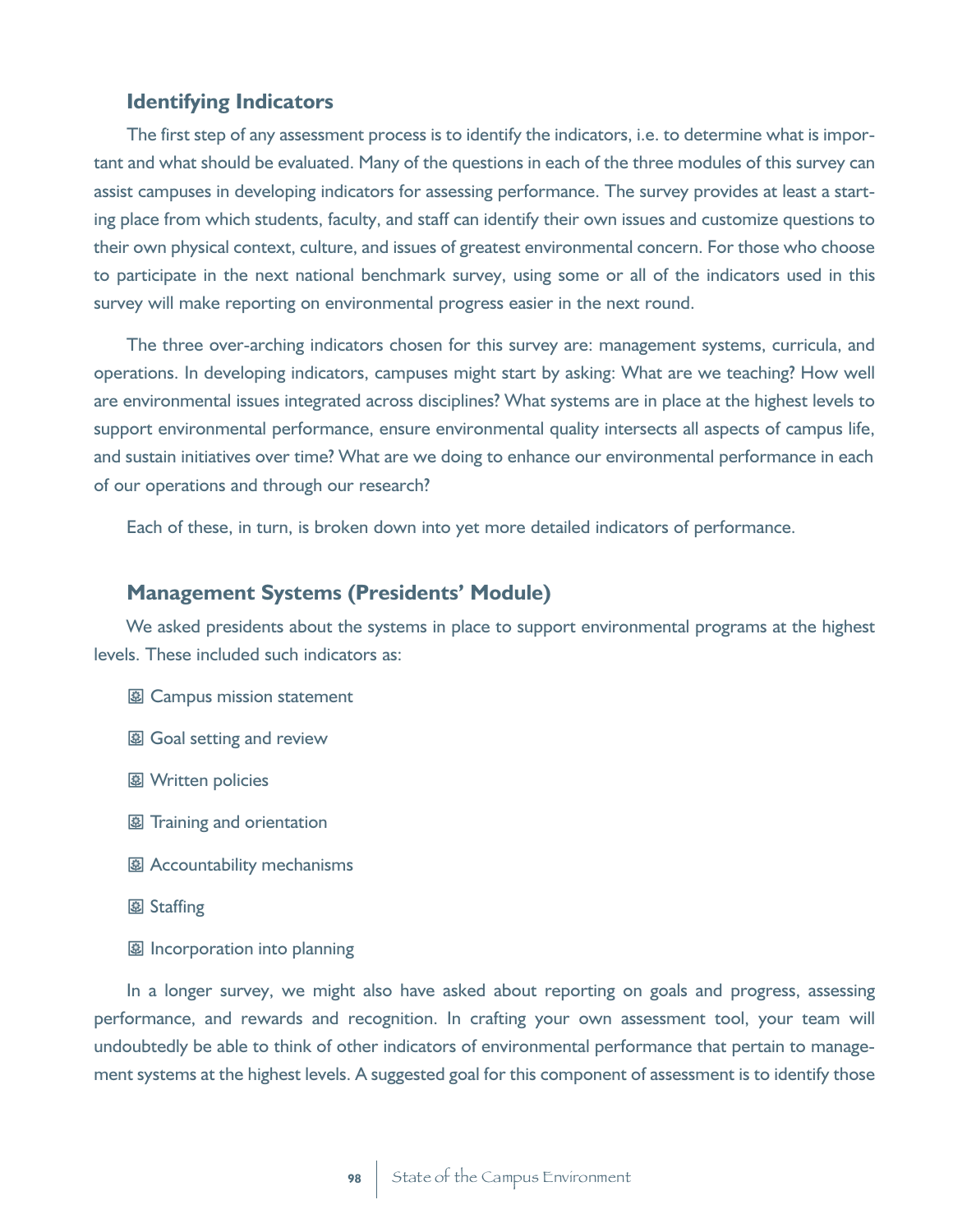### Identifying Indicators

The first step of any assessment process is to identify the indicators, i.e. to determine what is important and what should be evaluated. Many of the questions in each of the three modules of this survey can assist campuses in developing indicators for assessing performance. The survey provides at least a starting place from which students, faculty, and staff can identify their own issues and customize questions to their own physical context, culture, and issues of greatest environmental concern. For those who choose to participate in the next national benchmark survey, using some or all of the indicators used in this survey will make reporting on environmental progress easier in the next round.

The three over-arching indicators chosen for this survey are: management systems, curricula, and operations. In developing indicators, campuses might start by asking: What are we teaching? How well are environmental issues integrated across disciplines? What systems are in place at the highest levels to support environmental performance, ensure environmental quality intersects all aspects of campus life, and sustain initiatives over time? What are we doing to enhance our environmental performance in each of our operations and through our research?

Each of these, in turn, is broken down into yet more detailed indicators of performance.

### Management Systems (Presidents' Module)

We asked presidents about the systems in place to support environmental programs at the highest levels. These included such indicators as:

- Campus mission statement
- Goal setting and review
- Written policies
- Training and orientation
- Accountability mechanisms
- Staffing
- Incorporation into planning

In a longer survey, we might also have asked about reporting on goals and progress, assessing performance, and rewards and recognition. In crafting your own assessment tool, your team will undoubtedly be able to think of other indicators of environmental performance that pertain to management systems at the highest levels. A suggested goal for this component of assessment is to identify those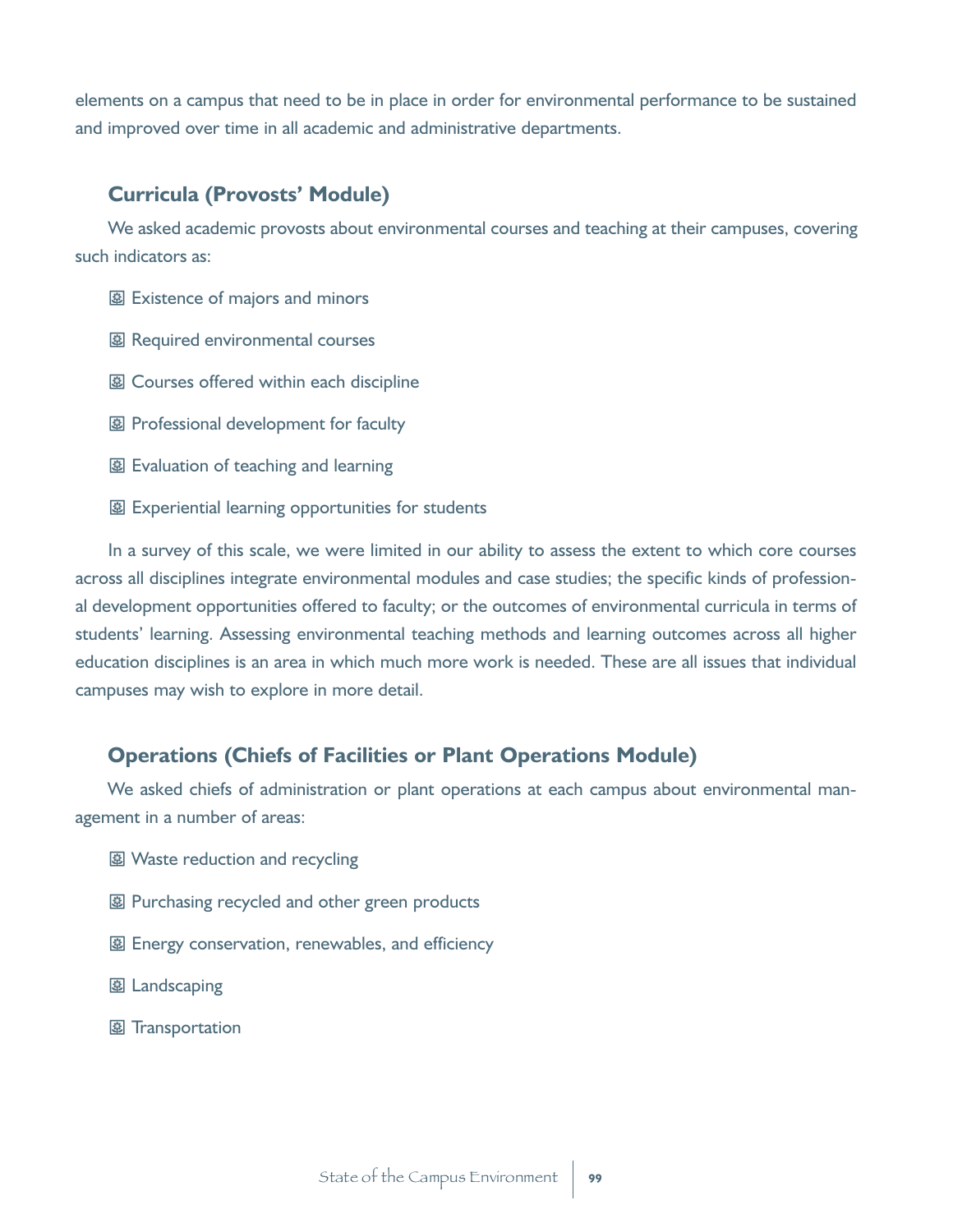elements on a campus that need to be in place in order for environmental performance to be sustained and improved over time in all academic and administrative departments.

### Curricula (Provosts' Module)

We asked academic provosts about environmental courses and teaching at their campuses, covering such indicators as:

- Existence of majors and minors
- Required environmental courses
- Courses offered within each discipline
- Professional development for faculty
- Evaluation of teaching and learning
- Experiential learning opportunities for students

In a survey of this scale, we were limited in our ability to assess the extent to which core courses across all disciplines integrate environmental modules and case studies; the specific kinds of professional development opportunities offered to faculty; or the outcomes of environmental curricula in terms of students' learning. Assessing environmental teaching methods and learning outcomes across all higher education disciplines is an area in which much more work is needed. These are all issues that individual campuses may wish to explore in more detail.

### Operations (Chiefs of Facilities or Plant Operations Module)

We asked chiefs of administration or plant operations at each campus about environmental management in a number of areas:

- Waste reduction and recycling
- Purchasing recycled and other green products
- Energy conservation, renewables, and efficiency
- Landscaping
- Transportation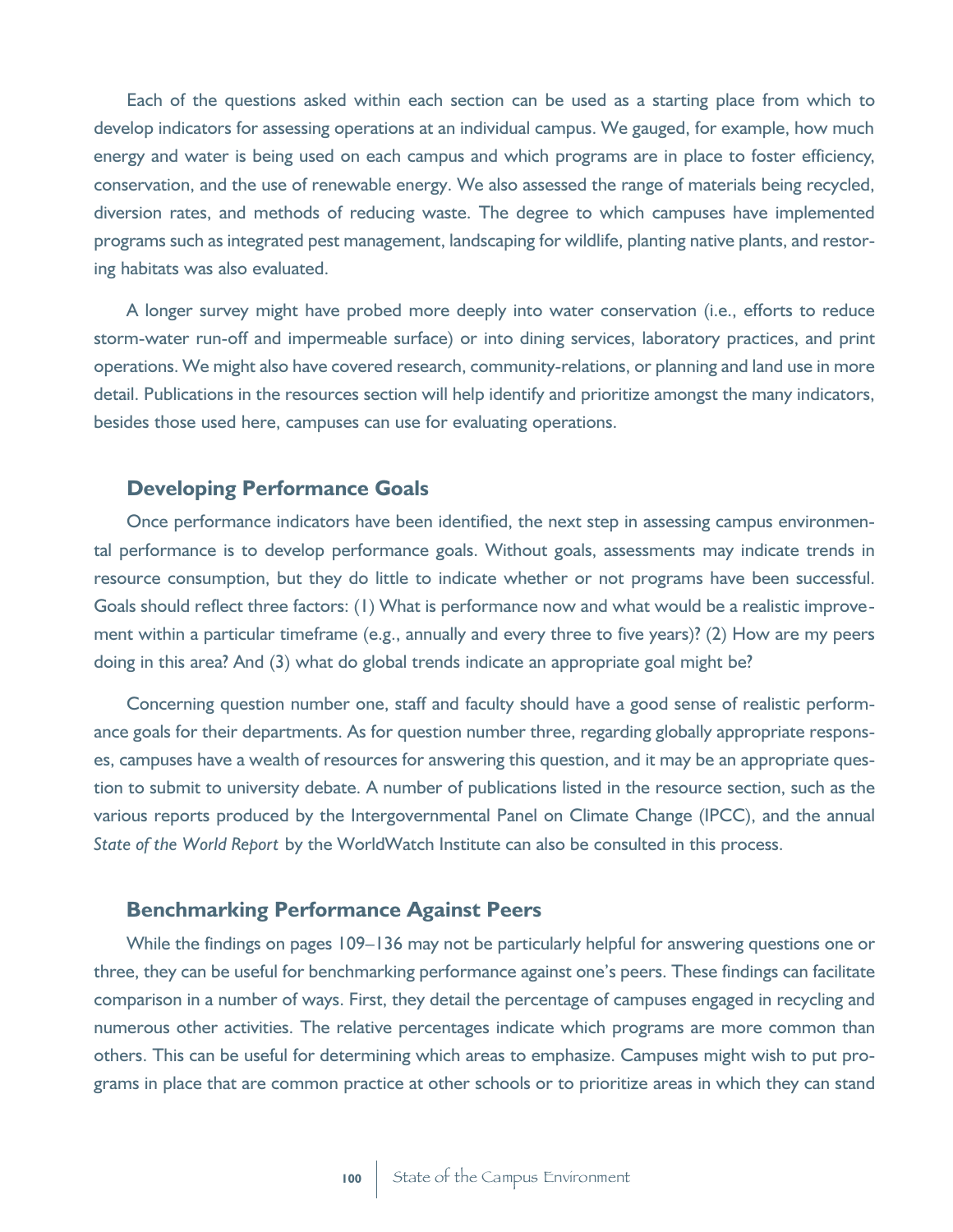Each of the questions asked within each section can be used as a starting place from which to develop indicators for assessing operations at an individual campus. We gauged, for example, how much energy and water is being used on each campus and which programs are in place to foster efficiency, conservation, and the use of renewable energy. We also assessed the range of materials being recycled, diversion rates, and methods of reducing waste. The degree to which campuses have implemented programs such as integrated pest management, landscaping for wildlife, planting native plants, and restoring habitats was also evaluated.

A longer survey might have probed more deeply into water conservation (i.e., efforts to reduce storm-water run-off and impermeable surface) or into dining services, laboratory practices, and print operations. We might also have covered research, community-relations, or planning and land use in more detail. Publications in the resources section will help identify and prioritize amongst the many indicators, besides those used here, campuses can use for evaluating operations.

## Developing Performance Goals

Once performance indicators have been identified, the next step in assessing campus environmental performance is to develop performance goals. Without goals, assessments may indicate trends in resource consumption, but they do little to indicate whether or not programs have been successful. Goals should reflect three factors: (1) What is performance now and what would be a realistic improvement within a particular timeframe (e.g., annually and every three to five years)? (2) How are my peers doing in this area? And (3) what do global trends indicate an appropriate goal might be?

Concerning question number one, staff and faculty should have a good sense of realistic performance goals for their departments. As for question number three, regarding globally appropriate responses, campuses have a wealth of resources for answering this question, and it may be an appropriate question to submit to university debate. A number of publications listed in the resource section, such as the various reports produced by the Intergovernmental Panel on Climate Change (IPCC), and the annual *State of the World Report* by the WorldWatch Institute can also be consulted in this process.

## Benchmarking Performance Against Peers

While the findings on pages 109–136 may not be particularly helpful for answering questions one or three, they can be useful for benchmarking performance against one's peers. These findings can facilitate comparison in a number of ways. First, they detail the percentage of campuses engaged in recycling and numerous other activities. The relative percentages indicate which programs are more common than others. This can be useful for determining which areas to emphasize. Campuses might wish to put programs in place that are common practice at other schools or to prioritize areas in which they can stand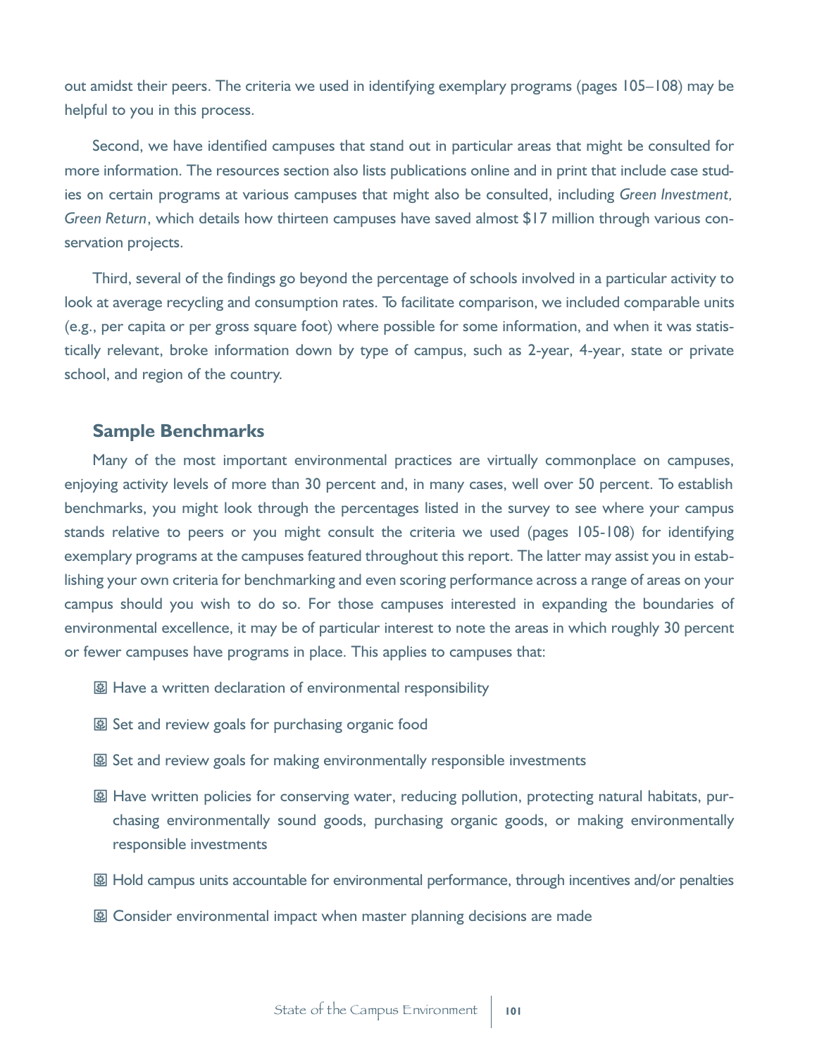out amidst their peers. The criteria we used in identifying exemplary programs (pages 105–108) may be helpful to you in this process.

Second, we have identified campuses that stand out in particular areas that might be consulted for more information. The resources section also lists publications online and in print that include case studies on certain programs at various campuses that might also be consulted, including *Green Investment, Green Return*, which details how thirteen campuses have saved almost $17 million through various conservation projects.

Third, several of the findings go beyond the percentage of schools involved in a particular activity to look at average recycling and consumption rates. To facilitate comparison, we included comparable units (e.g., per capita or per gross square foot) where possible for some information, and when it was statistically relevant, broke information down by type of campus, such as 2-year, 4-year, state or private school, and region of the country.

## Sample Benchmarks

Many of the most important environmental practices are virtually commonplace on campuses, enjoying activity levels of more than 30 percent and, in many cases, well over 50 percent. To establish benchmarks, you might look through the percentages listed in the survey to see where your campus stands relative to peers or you might consult the criteria we used (pages 105-108) for identifying exemplary programs at the campuses featured throughout this report. The latter may assist you in establishing your own criteria for benchmarking and even scoring performance across a range of areas on your campus should you wish to do so. For those campuses interested in expanding the boundaries of environmental excellence, it may be of particular interest to note the areas in which roughly 30 percent or fewer campuses have programs in place. This applies to campuses that:

- Have a written declaration of environmental responsibility
- Set and review goals for purchasing organic food
- Set and review goals for making environmentally responsible investments
- Have written policies for conserving water, reducing pollution, protecting natural habitats, purchasing environmentally sound goods, purchasing organic goods, or making environmentally responsible investments
- Hold campus units accountable for environmental performance, through incentives and/or penalties
- Consider environmental impact when master planning decisions are made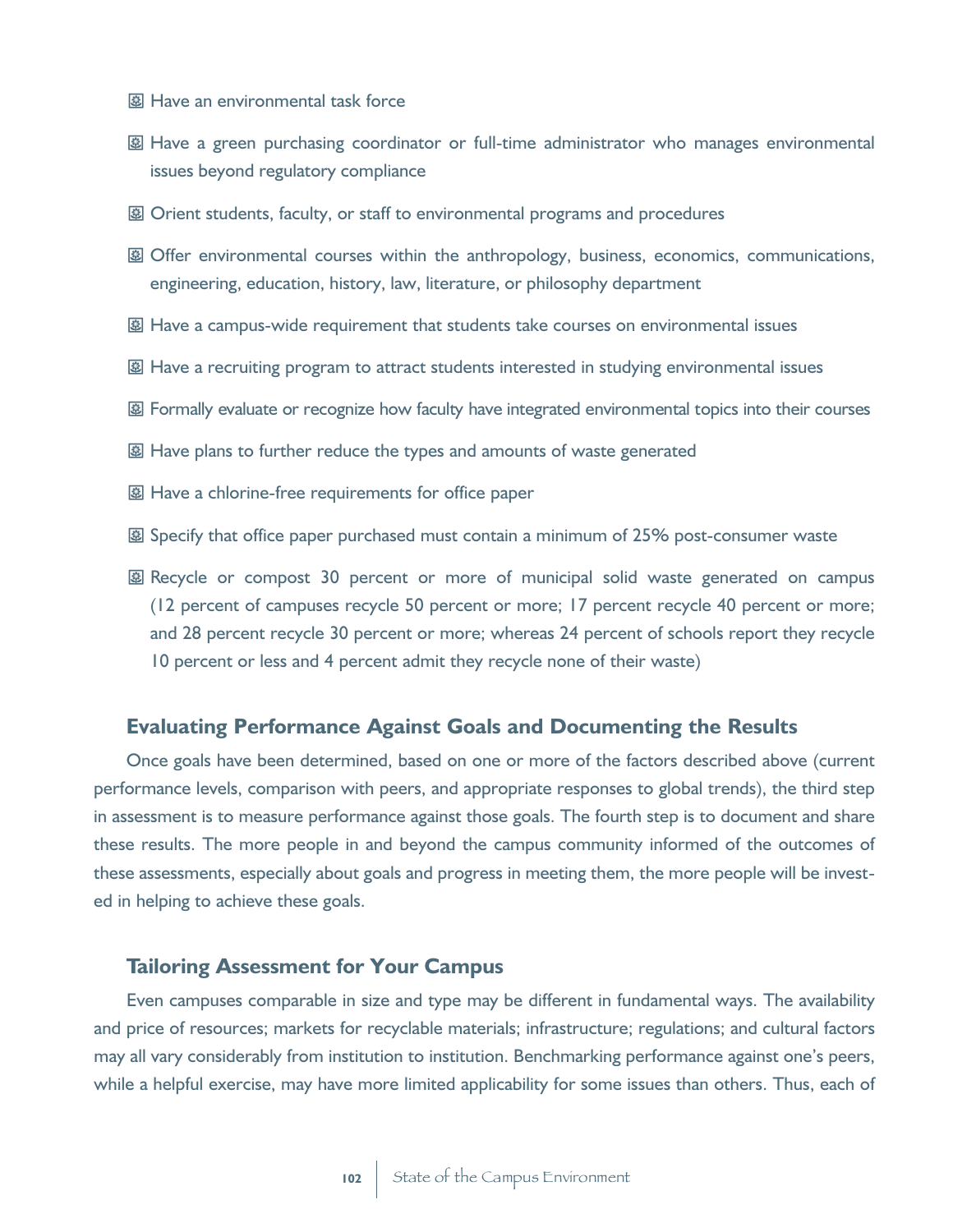- Have an environmental task force
- Have a green purchasing coordinator or full-time administrator who manages environmental issues beyond regulatory compliance
- Orient students, faculty, or staff to environmental programs and procedures
- Offer environmental courses within the anthropology, business, economics, communications, engineering, education, history, law, literature, or philosophy department
- Have a campus-wide requirement that students take courses on environmental issues
- Have a recruiting program to attract students interested in studying environmental issues
- Formally evaluate or recognize how faculty have integrated environmental topics into their courses
- Have plans to further reduce the types and amounts of waste generated
- Have a chlorine-free requirements for office paper
- Specify that office paper purchased must contain a minimum of 25% post-consumer waste
- Recycle or compost 30 percent or more of municipal solid waste generated on campus (12 percent of campuses recycle 50 percent or more; 17 percent recycle 40 percent or more; and 28 percent recycle 30 percent or more; whereas 24 percent of schools report they recycle 10 percent or less and 4 percent admit they recycle none of their waste)

### Evaluating Performance Against Goals and Documenting the Results

Once goals have been determined, based on one or more of the factors described above (current performance levels, comparison with peers, and appropriate responses to global trends), the third step in assessment is to measure performance against those goals. The fourth step is to document and share these results. The more people in and beyond the campus community informed of the outcomes of these assessments, especially about goals and progress in meeting them, the more people will be invested in helping to achieve these goals.

### Tailoring Assessment for Your Campus

Even campuses comparable in size and type may be different in fundamental ways. The availability and price of resources; markets for recyclable materials; infrastructure; regulations; and cultural factors may all vary considerably from institution to institution. Benchmarking performance against one's peers, while a helpful exercise, may have more limited applicability for some issues than others. Thus, each of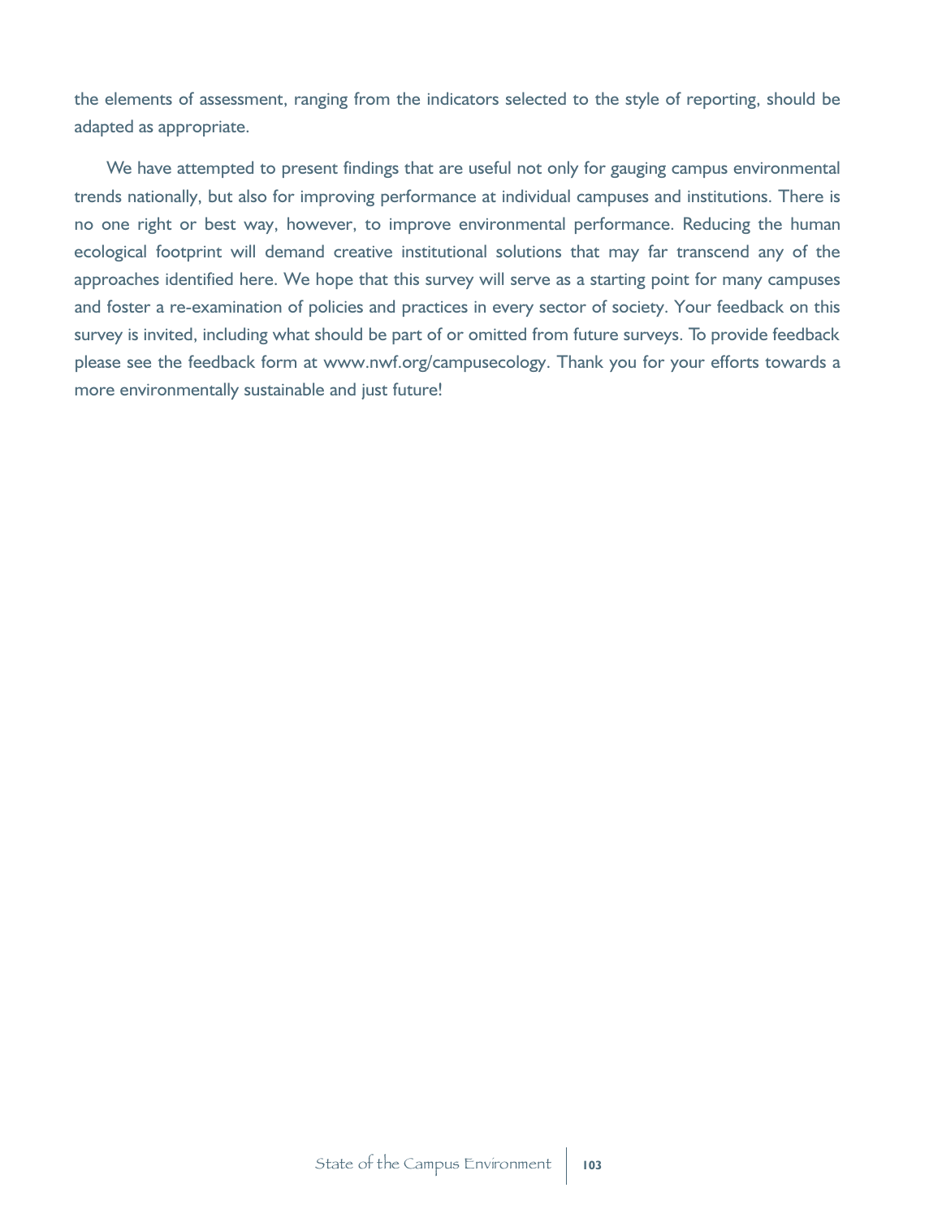the elements of assessment, ranging from the indicators selected to the style of reporting, should be adapted as appropriate.

We have attempted to present findings that are useful not only for gauging campus environmental trends nationally, but also for improving performance at individual campuses and institutions. There is no one right or best way, however, to improve environmental performance. Reducing the human ecological footprint will demand creative institutional solutions that may far transcend any of the approaches identified here. We hope that this survey will serve as a starting point for many campuses and foster a re-examination of policies and practices in every sector of society. Your feedback on this survey is invited, including what should be part of or omitted from future surveys. To provide feedback please see the feedback form at www.nwf.org/campusecology. Thank you for your efforts towards a more environmentally sustainable and just future!